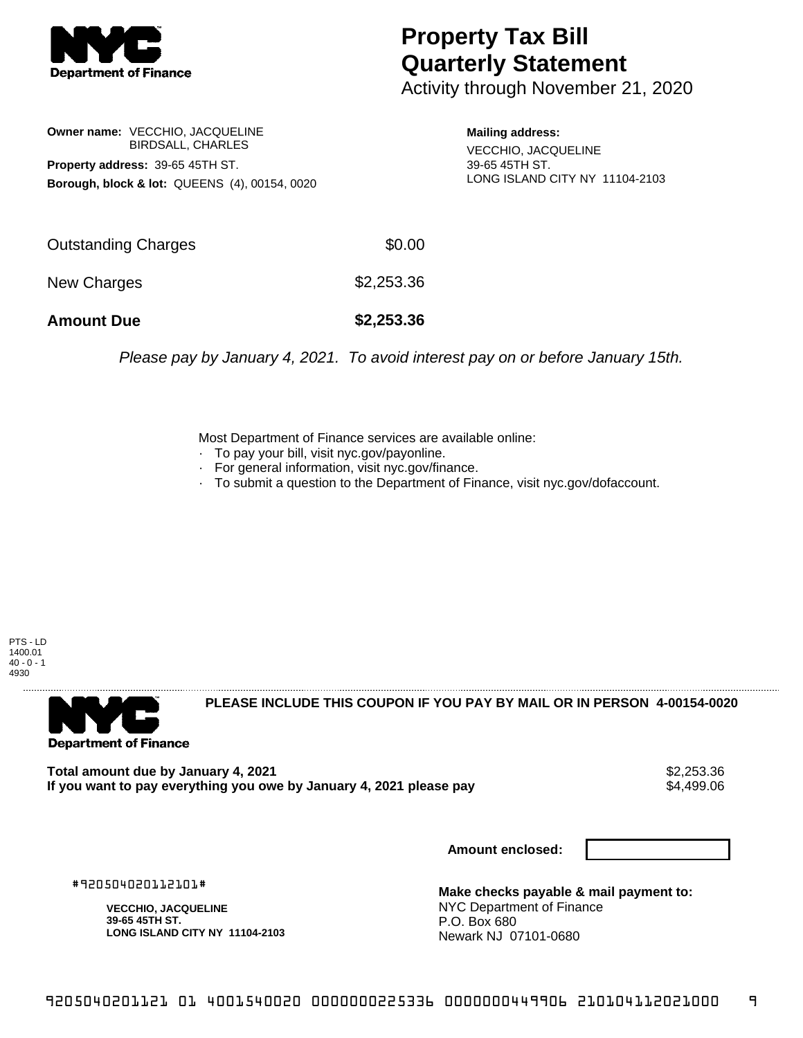# Property Tax Bill Quarterly Statement

Activity through November 21, 2020

**Owner name:** VECCHIO, JACQUELINE
BIRDSALL, CHARLES

**Property address:** 39-65 45TH ST.

**Borough, block & lot:** QUEENS (4), 00154, 0020

**Mailing address:**
VECCHIO, JACQUELINE
39-65 45TH ST.
LONG ISLAND CITY NY 11104-2103

| | |
|---|---|
| Outstanding Charges | $0.00 |
| New Charges | $2,253.36 |
| **Amount Due** | **$2,253.36** |

*Please pay by January 4, 2021. To avoid interest pay on or before January 15th.*

Most Department of Finance services are available online:

- To pay your bill, visit nyc.gov/payonline.
- For general information, visit nyc.gov/finance.
- To submit a question to the Department of Finance, visit nyc.gov/dofaccount.

PTS - LD
1400.01
40 - 0 - 1
4930

**PLEASE INCLUDE THIS COUPON IF YOU PAY BY MAIL OR IN PERSON 4-00154-0020**

**Total amount due by January 4, 2021** $2,253.36
**If you want to pay everything you owe by January 4, 2021 please pay** $4,499.06

**Amount enclosed:**

#920504020112101#

**VECCHIO, JACQUELINE**
**39-65 45TH ST.**
**LONG ISLAND CITY NY 11104-2103**

**Make checks payable & mail payment to:**
NYC Department of Finance
P.O. Box 680
Newark NJ 07101-0680

9205040201121 01 4001540020 0000000225336 0000000449906 210104112021000 9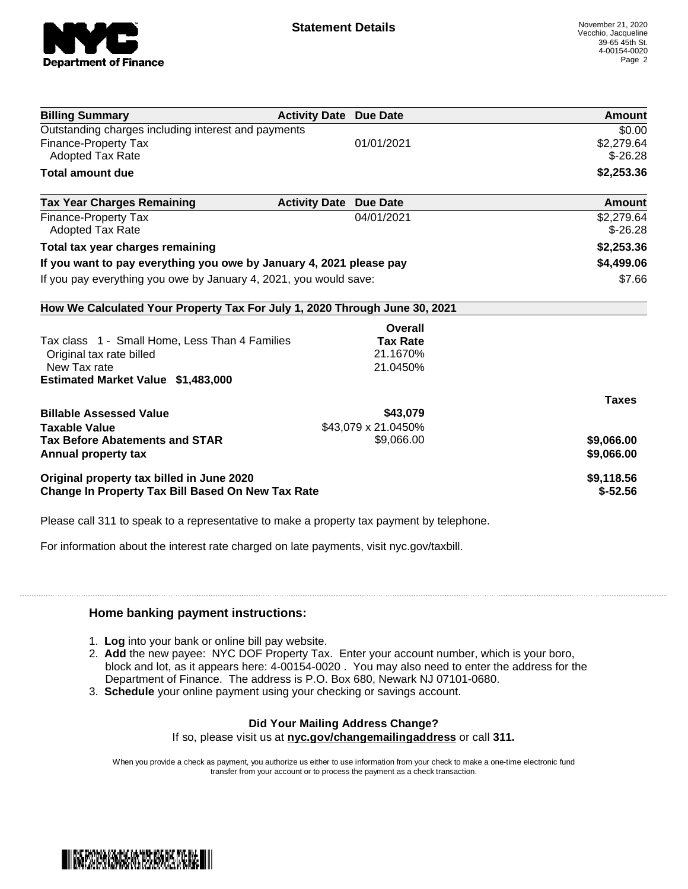# Statement Details

November 21, 2020
Vecchio, Jacqueline
39-65 45th St.
4-00154-0020

| Billing Summary | Activity Date | Due Date | Amount |
|---|---|---|---|
| Outstanding charges including interest and payments | | | $0.00 |
| Finance-Property Tax | | 01/01/2021 | $2,279.64 |
| Adopted Tax Rate | | | $-26.28 |
| **Total amount due** | | | **$2,253.36** |

| Tax Year Charges Remaining | Activity Date | Due Date | Amount |
|---|---|---|---|
| Finance-Property Tax | | 04/01/2021 | $2,279.64 |
| Adopted Tax Rate | | | $-26.28 |
| **Total tax year charges remaining** | | | **$2,253.36** |
| **If you want to pay everything you owe by January 4, 2021 please pay** | | | **$4,499.06** |
| If you pay everything you owe by January 4, 2021, you would save: | | | $7.66 |

## How We Calculated Your Property Tax For July 1, 2020 Through June 30, 2021

| | Overall Tax Rate | Taxes |
|---|---|---|
| Tax class 1 - Small Home, Less Than 4 Families | | |
| Original tax rate billed | 21.1670% | |
| New Tax rate | 21.0450% | |
| **Estimated Market Value $1,483,000** | | |
| **Billable Assessed Value** | **$43,079** | |
| **Taxable Value** | $43,079 x 21.0450% | |
| **Tax Before Abatements and STAR** | $9,066.00 | **$9,066.00** |
| **Annual property tax** | | **$9,066.00** |
| **Original property tax billed in June 2020** | | **$9,118.56** |
| **Change In Property Tax Bill Based On New Tax Rate** | | **$-52.56** |

Please call 311 to speak to a representative to make a property tax payment by telephone.

For information about the interest rate charged on late payments, visit nyc.gov/taxbill.

### Home banking payment instructions:

1. **Log** into your bank or online bill pay website.
2. **Add** the new payee: NYC DOF Property Tax. Enter your account number, which is your boro, block and lot, as it appears here: 4-00154-0020 . You may also need to enter the address for the Department of Finance. The address is P.O. Box 680, Newark NJ 07101-0680.
3. **Schedule** your online payment using your checking or savings account.

**Did Your Mailing Address Change?**

If so, please visit us at **nyc.gov/changemailingaddress** or call **311.**

When you provide a check as payment, you authorize us either to use information from your check to make a one-time electronic fund transfer from your account or to process the payment as a check transaction.